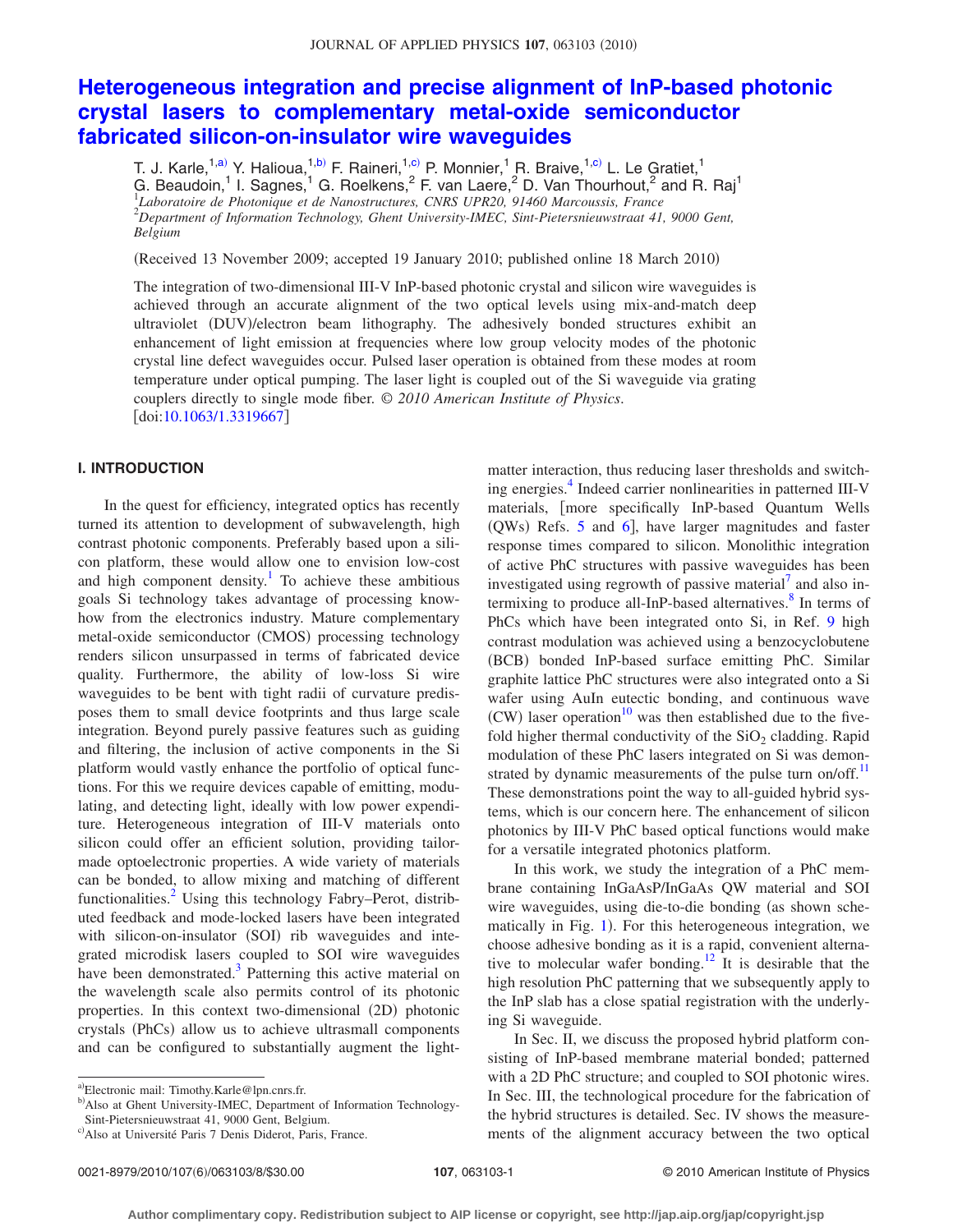# Heterogeneous integration and precise alignment of InP-based photonic crystal lasers to complementary metal-oxide semiconductor fabricated silicon-on-insulator wire waveguides

T. J. Karle,[1,a)] Y. Halioua,[1,b)] F. Raineri,[1,c)] P. Monnier,[1] R. Braive,[1,c)] L. Le Gratiet,[1] G. Beaudoin,[1] I. Sagnes,[1] G. Roelkens,[2] F. van Laere,[2] D. Van Thourhout,[2] and R. Raj[1]

[1]*Laboratoire de Photonique et de Nanostructures, CNRS UPR20, 91460 Marcoussis, France*
[2]*Department of Information Technology, Ghent University-IMEC, Sint-Pietersnieuwstraat 41, 9000 Gent, Belgium*

(Received 13 November 2009; accepted 19 January 2010; published online 18 March 2010)

The integration of two-dimensional III-V InP-based photonic crystal and silicon wire waveguides is achieved through an accurate alignment of the two optical levels using mix-and-match deep ultraviolet (DUV)/electron beam lithography. The adhesively bonded structures exhibit an enhancement of light emission at frequencies where low group velocity modes of the photonic crystal line defect waveguides occur. Pulsed laser operation is obtained from these modes at room temperature under optical pumping. The laser light is coupled out of the Si waveguide via grating couplers directly to single mode fiber. © *2010 American Institute of Physics*. [doi:10.1063/1.3319667]

## I. INTRODUCTION

In the quest for efficiency, integrated optics has recently turned its attention to development of subwavelength, high contrast photonic components. Preferably based upon a silicon platform, these would allow one to envision low-cost and high component density.[1] To achieve these ambitious goals Si technology takes advantage of processing know-how from the electronics industry. Mature complementary metal-oxide semiconductor (CMOS) processing technology renders silicon unsurpassed in terms of fabricated device quality. Furthermore, the ability of low-loss Si wire waveguides to be bent with tight radii of curvature predisposes them to small device footprints and thus large scale integration. Beyond purely passive features such as guiding and filtering, the inclusion of active components in the Si platform would vastly enhance the portfolio of optical functions. For this we require devices capable of emitting, modulating, and detecting light, ideally with low power expenditure. Heterogeneous integration of III-V materials onto silicon could offer an efficient solution, providing tailor-made optoelectronic properties. A wide variety of materials can be bonded, to allow mixing and matching of different functionalities.[2] Using this technology Fabry–Perot, distributed feedback and mode-locked lasers have been integrated with silicon-on-insulator (SOI) rib waveguides and integrated microdisk lasers coupled to SOI wire waveguides have been demonstrated.[3] Patterning this active material on the wavelength scale also permits control of its photonic properties. In this context two-dimensional (2D) photonic crystals (PhCs) allow us to achieve ultrasmall components and can be configured to substantially augment the light-matter interaction, thus reducing laser thresholds and switching energies.[4] Indeed carrier nonlinearities in patterned III-V materials, [more specifically InP-based Quantum Wells (QWs) Refs. 5 and 6], have larger magnitudes and faster response times compared to silicon. Monolithic integration of active PhC structures with passive waveguides has been investigated using regrowth of passive material[7] and also intermixing to produce all-InP-based alternatives.[8] In terms of PhCs which have been integrated onto Si, in Ref. 9 high contrast modulation was achieved using a benzocyclobutene (BCB) bonded InP-based surface emitting PhC. Similar graphite lattice PhC structures were also integrated onto a Si wafer using AuIn eutectic bonding, and continuous wave (CW) laser operation[10] was then established due to the five-fold higher thermal conductivity of the $SiO_2$ cladding. Rapid modulation of these PhC lasers integrated on Si was demonstrated by dynamic measurements of the pulse turn on/off.[11] These demonstrations point the way to all-guided hybrid systems, which is our concern here. The enhancement of silicon photonics by III-V PhC based optical functions would make for a versatile integrated photonics platform.

In this work, we study the integration of a PhC membrane containing InGaAsP/InGaAs QW material and SOI wire waveguides, using die-to-die bonding (as shown schematically in Fig. 1). For this heterogeneous integration, we choose adhesive bonding as it is a rapid, convenient alternative to molecular wafer bonding.[12] It is desirable that the high resolution PhC patterning that we subsequently apply to the InP slab has a close spatial registration with the underlying Si waveguide.

In Sec. II, we discuss the proposed hybrid platform consisting of InP-based membrane material bonded; patterned with a 2D PhC structure; and coupled to SOI photonic wires. In Sec. III, the technological procedure for the fabrication of the hybrid structures is detailed. Sec. IV shows the measurements of the alignment accuracy between the two optical

---

a)Electronic mail: Timothy.Karle@lpn.cnrs.fr.
b)Also at Ghent University-IMEC, Department of Information Technology-Sint-Pietersnieuwstraat 41, 9000 Gent, Belgium.
c)Also at Université Paris 7 Denis Diderot, Paris, France.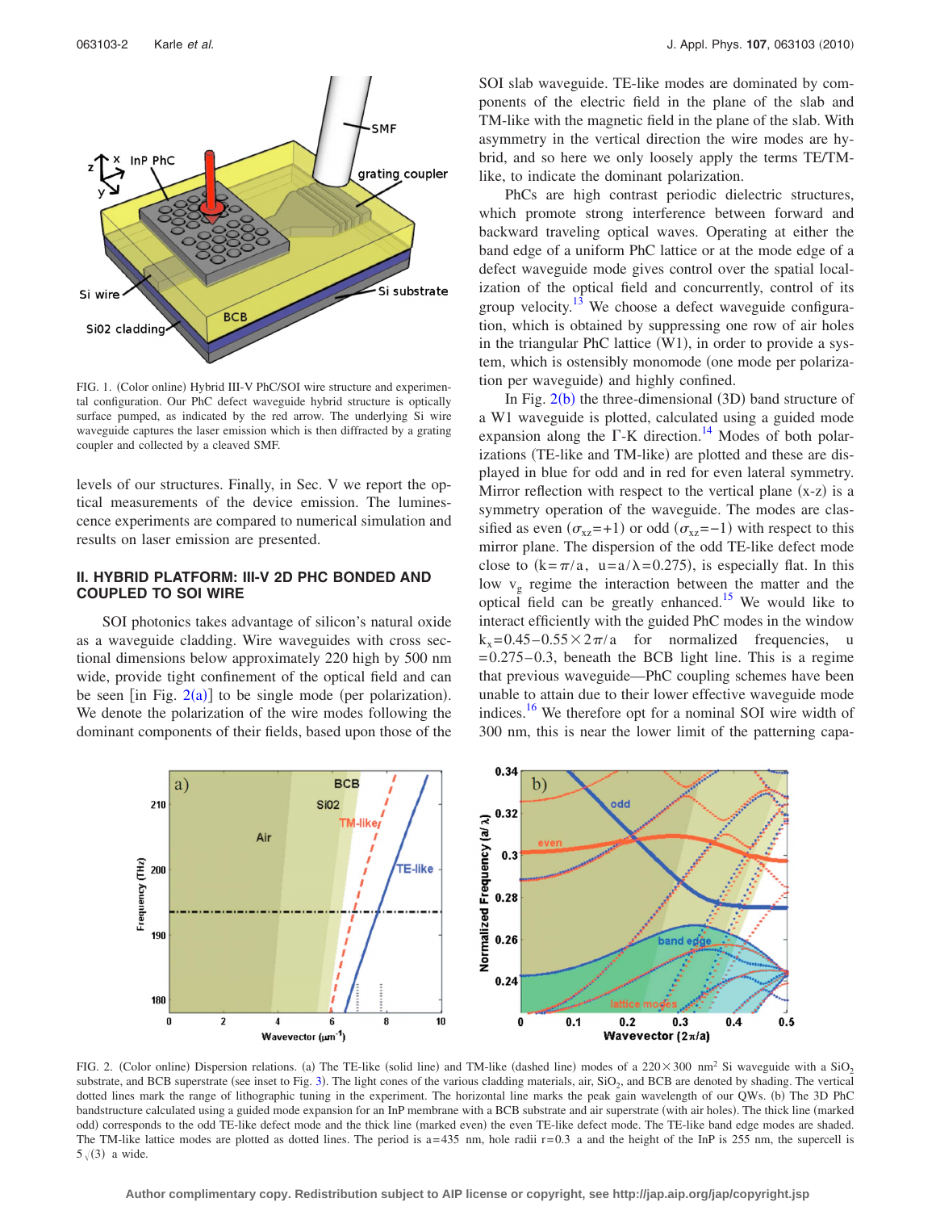FIG. 1. (Color online) Hybrid III-V PhC/SOI wire structure and experimental configuration. Our PhC defect waveguide hybrid structure is optically surface pumped, as indicated by the red arrow. The underlying Si wire waveguide captures the laser emission which is then diffracted by a grating coupler and collected by a cleaved SMF.

levels of our structures. Finally, in Sec. V we report the optical measurements of the device emission. The luminescence experiments are compared to numerical simulation and results on laser emission are presented.

## II. HYBRID PLATFORM: III-V 2D PHC BONDED AND COUPLED TO SOI WIRE

SOI photonics takes advantage of silicon's natural oxide as a waveguide cladding. Wire waveguides with cross sectional dimensions below approximately 220 high by 500 nm wide, provide tight confinement of the optical field and can be seen [in Fig. 2(a)] to be single mode (per polarization). We denote the polarization of the wire modes following the dominant components of their fields, based upon those of the SOI slab waveguide. TE-like modes are dominated by components of the electric field in the plane of the slab and TM-like with the magnetic field in the plane of the slab. With asymmetry in the vertical direction the modes are hybrid, and so here we only loosely apply the terms TE/TM-like, to indicate the dominant polarization.

PhCs are high contrast periodic dielectric structures, which promote strong interference between forward and backward traveling optical waves. Operating at either the band edge of a uniform PhC lattice or at the mode edge of a defect waveguide mode gives control over the spatial localization of the optical field and concurrently, control of its group velocity.[13] We choose a defect waveguide configuration, which is obtained by suppressing one row of air holes in the triangular PhC lattice (W1), in order to provide a system, which is ostensibly monomode (one mode per polarization per waveguide) and highly confined.

In Fig. 2(b) the three-dimensional (3D) band structure of a W1 waveguide is plotted, calculated using a guided mode expansion along the Γ-K direction.[14] Modes of both polarizations (TE-like and TM-like) are plotted and these are displayed in blue for odd and in red for even lateral symmetry. Mirror reflection with respect to the vertical plane (x-z) is a symmetry operation of the waveguide. The modes are classified as even ($\sigma_{xz}=+1$) or odd ($\sigma_{xz}=-1$) with respect to this mirror plane. The dispersion of the odd TE-like defect mode close to ($k=\pi/a$, $u=a/\lambda=0.275$), is especially flat. In this low $v_g$ regime the interaction between the matter and the optical field can be greatly enhanced.[15] We would like to interact efficiently with the guided PhC modes in the window $k_x=0.45-0.55\times 2\pi/a$ for normalized frequencies, $u=0.275-0.3$, beneath the BCB light line. This is a regime that previous waveguide—PhC coupling schemes have been unable to attain due to their lower effective waveguide mode indices.[16] We therefore opt for a nominal SOI wire width of 300 nm, this is near the lower limit of the patterning capa-

FIG. 2. (Color online) Dispersion relations. (a) The TE-like (solid line) and TM-like (dashed line) modes of a $220\times 300$ nm$^2$ Si waveguide with a $SiO_2$ substrate, and BCB superstrate (see inset to Fig. 3). The light cones of the various cladding materials, air, $SiO_2$, and BCB are denoted by shading. The vertical dotted lines mark the range of lithographic tuning in the experiment. The horizontal line marks the peak gain wavelength of our QWs. (b) The 3D PhC bandstructure calculated using a guided mode expansion for an InP membrane with a BCB substrate and air superstrate (with air holes). The thick line (marked odd) corresponds to the odd TE-like defect mode and the thick line (marked even) the even TE-like defect mode. The TE-like band edge modes are shaded. The TM-like lattice modes are plotted as dotted lines. The period is a=435 nm, hole radii r=0.3 a and the height of the InP is 255 nm, the supercell is $5\sqrt{3}$ a wide.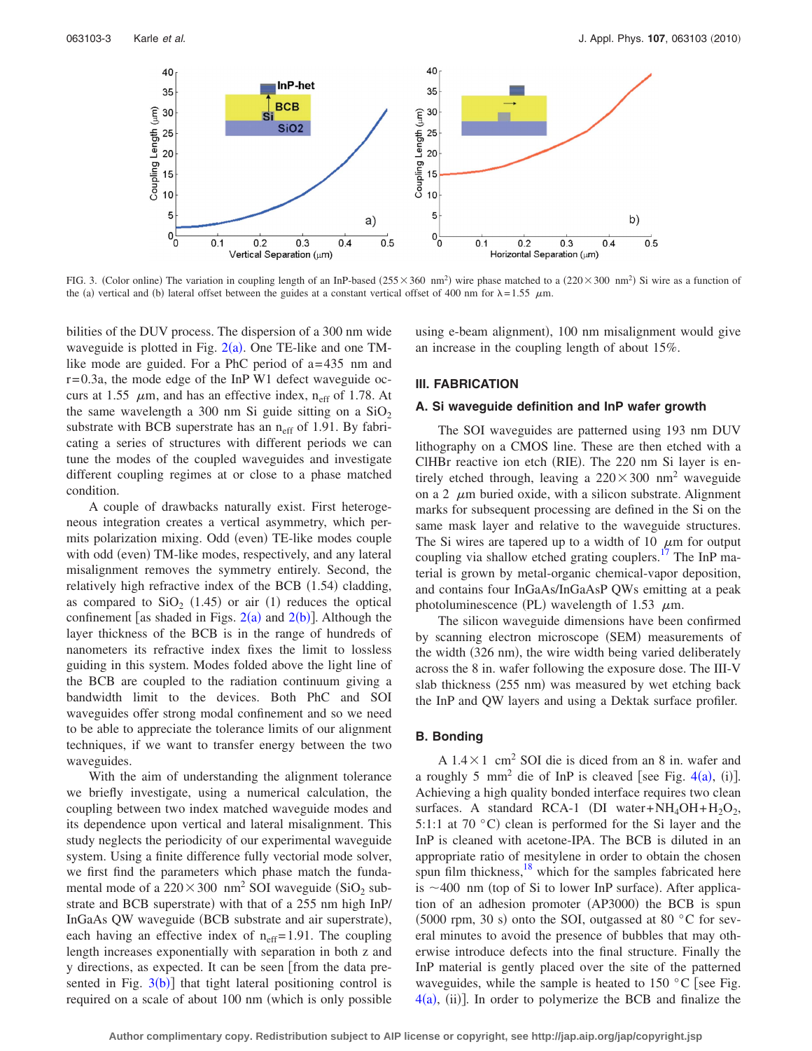FIG. 3. (Color online) The variation in coupling length of an InP-based ($255 \times 360$ nm$^2$) wire phase matched to a ($220 \times 300$ nm$^2$) Si wire as a function of the (a) vertical and (b) lateral offset between the guides at a constant vertical offset of 400 nm for $\lambda = 1.55$ $\mu$m.

bilities of the DUV process. The dispersion of a 300 nm wide waveguide is plotted in Fig. 2(a). One TE-like and one TM-like mode are guided. For a PhC period of a=435 nm and r=0.3a, the mode edge of the InP W1 defect waveguide occurs at 1.55 $\mu$m, and has an effective index, $n_{eff}$ of 1.78. At the same wavelength a 300 nm Si guide sitting on a $SiO_2$ substrate with BCB superstrate has an $n_{eff}$ of 1.91. By fabricating a series of structures with different periods we can tune the modes of the coupled waveguides and investigate different coupling regimes at or close to a phase matched condition.

A couple of drawbacks naturally exist. First heterogeneous integration creates a vertical asymmetry, which permits polarization mixing. Odd (even) TE-like modes couple with odd (even) TM-like modes, respectively, and any lateral misalignment removes the symmetry entirely. Second, the relatively high refractive index of the BCB (1.54) cladding, as compared to $SiO_2$ (1.45) or air (1) reduces the optical confinement [as shaded in Figs. 2(a) and 2(b)]. Although the layer thickness of the BCB is in the range of hundreds of nanometers its refractive index fixes the limit to lossless guiding in this system. Modes folded above the light line of the BCB are coupled to the radiation continuum giving a bandwidth limit to the devices. Both PhC and SOI waveguides offer strong modal confinement and so we need to be able to appreciate the tolerance limits of our alignment techniques, if we want to transfer energy between the two waveguides.

With the aim of understanding the alignment tolerance we briefly investigate, using a numerical calculation, the coupling between two index matched waveguide modes and its dependence upon vertical and lateral misalignment. This study neglects the periodicity of our experimental waveguide system. Using a finite difference fully vectorial mode solver, we first find the parameters which phase match the fundamental mode of a $220 \times 300$ nm$^2$ SOI waveguide ($SiO_2$ substrate and BCB superstrate) with that of a 255 nm high InP/InGaAs QW waveguide (BCB substrate and air superstrate), each having an effective index of $n_{eff}$=1.91. The coupling length increases exponentially with separation in both z and y directions, as expected. It can be seen [from the data presented in Fig. 3(b)] that tight lateral positioning control is required on a scale of about 100 nm (which is only possible using e-beam alignment), 100 nm misalignment would give an increase in the coupling length of about 15%.

## III. FABRICATION

### A. Si waveguide definition and InP wafer growth

The SOI waveguides are patterned using 193 nm DUV lithography on a CMOS line. These are then etched with a ClHBr reactive ion etch (RIE). The 220 nm Si layer is entirely etched through, leaving a $220 \times 300$ nm$^2$ waveguide on a 2 $\mu$m buried oxide, with a silicon substrate. Alignment marks for subsequent processing are defined in the Si on the same mask layer and relative to the waveguide structures. The Si wires are tapered up to a width of 10 $\mu$m for output coupling via shallow etched grating couplers.[17] The InP material is grown by metal-organic chemical-vapor deposition, and contains four InGaAs/InGaAsP QWs emitting at a peak photoluminescence (PL) wavelength of 1.53 $\mu$m.

The silicon waveguide dimensions have been confirmed by scanning electron microscope (SEM) measurements of the width (326 nm), the wire width being varied deliberately across the 8 in. wafer following the exposure dose. The III-V slab thickness (255 nm) was measured by wet etching back the InP and QW layers and using a Dektak surface profiler.

### B. Bonding

A $1.4 \times 1$ cm$^2$ SOI die is diced from an 8 in. wafer and a roughly 5 mm$^2$ die of InP is cleaved [see Fig. 4(a), (i)]. Achieving a high quality bonded interface requires two clean surfaces. A standard RCA-1 (DI water+$NH_4OH$+$H_2O_2$, 5:1:1 at 70 °C) clean is performed for the Si layer and the InP is cleaned with acetone-IPA. The BCB is diluted in an appropriate ratio of mesitylene in order to obtain the chosen spun film thickness,[18] which for the samples fabricated here is ~400 nm (top of Si to lower InP surface). After application of an adhesion promoter (AP3000) the BCB is spun (5000 rpm, 30 s) onto the SOI, outgassed at 80 °C for several minutes to avoid the presence of bubbles that may otherwise introduce defects into the final structure. Finally the InP material is gently placed over the site of the patterned waveguides, while the sample is heated to 150 °C [see Fig. 4(a), (ii)]. In order to polymerize the BCB and finalize the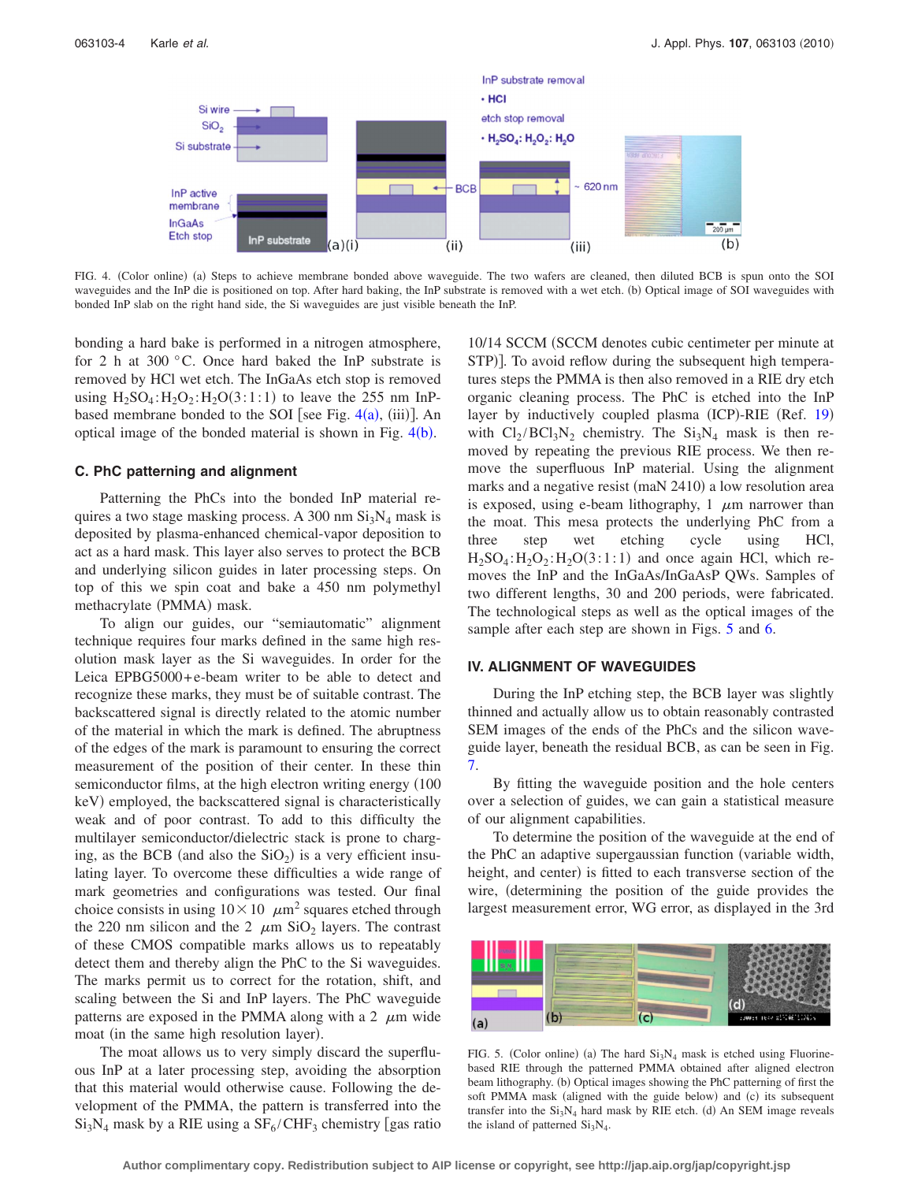FIG. 4. (Color online) (a) Steps to achieve membrane bonded above waveguide. The two wafers are cleaned, then diluted BCB is spun onto the SOI waveguides and the InP die is positioned on top. After hard baking, the InP substrate is removed with a wet etch. (b) Optical image of SOI waveguides with bonded InP slab on the right hand side, the Si waveguides are just visible beneath the InP.

bonding a hard bake is performed in a nitrogen atmosphere, for 2 h at 300 °C. Once hard baked the InP substrate is removed by HCl wet etch. The InGaAs etch stop is removed using $H_2SO_4$:$H_2O_2$:$H_2O$(3:1:1) to leave the 255 nm InP-based membrane bonded to the SOI [see Fig. 4(a), (iii)]. An optical image of the bonded material is shown in Fig. 4(b).

### C. PhC patterning and alignment

Patterning the PhCs into the bonded InP material requires a two stage masking process. A 300 nm $Si_3N_4$ mask is deposited by plasma-enhanced chemical-vapor deposition to act as a hard mask. This layer also serves to protect the BCB and underlying silicon guides in later processing steps. On top of this we spin coat and bake a 450 nm polymethyl methacrylate (PMMA) mask.

To align our guides, our "semiautomatic" alignment technique requires four marks defined in the same high resolution mask layer as the Si waveguides. In order for the Leica EPBG5000+e-beam writer to be able to detect and recognize these marks, they must be of suitable contrast. The backscattered signal is directly related to the atomic number of the material in which the mark is defined. The abruptness of the edges of the mark is paramount to ensuring the correct measurement of the position of their center. In these thin semiconductor films, at the high electron writing energy (100 keV) employed, the backscattered signal is characteristically weak and of poor contrast. To add to this difficulty the multilayer semiconductor/dielectric stack is prone to charging, as the BCB (and also the $SiO_2$) is a very efficient insulating layer. To overcome these difficulties a wide range of mark geometries and configurations was tested. Our final choice consists in using $10\times 10$ $\mu m^2$ squares etched through the 220 nm silicon and the 2 $\mu m$ $SiO_2$ layers. The contrast of these CMOS compatible marks allows us to repeatably detect them and thereby align the PhC to the Si waveguides. The marks permit us to correct for the rotation, shift, and scaling between the Si and InP layers. The PhC waveguide patterns are exposed in the PMMA along with a 2 $\mu m$ wide moat (in the same high resolution layer).

The moat allows us to very simply discard the superfluous InP at a later processing step, avoiding the absorption that this material would otherwise cause. Following the development of the PMMA, the pattern is transferred into the $Si_3N_4$ mask by a RIE using a $SF_6$/$CHF_3$ chemistry [gas ratio 10/14 SCCM (SCCM denotes cubic centimeter per minute at STP)]. To avoid reflow during the subsequent high temperatures steps the PMMA is then also removed in a RIE dry etch organic cleaning process. The PhC is etched into the InP layer by inductively coupled plasma (ICP)-RIE (Ref. 19) with $Cl_2$/$BCl_3N_2$ chemistry. The $Si_3N_4$ mask is then removed by repeating the previous RIE process. We then remove the superfluous InP material. Using the alignment marks and a negative resist (maN 2410) a low resolution area is exposed, using e-beam lithography, 1 $\mu m$ narrower than the moat. This mesa protects the underlying PhC from a three step wet etching cycle using HCl, $H_2SO_4$:$H_2O_2$:$H_2O$(3:1:1) and once again HCl, which removes the InP and the InGaAs/InGaAsP QWs. Samples of two different lengths, 30 and 200 periods, were fabricated. The technological steps as well as the optical images of the sample after each step are shown in Figs. 5 and 6.

## IV. ALIGNMENT OF WAVEGUIDES

During the InP etching step, the BCB layer was slightly thinned and actually allow us to obtain reasonably contrasted SEM images of the ends of the PhCs and the silicon waveguide layer, beneath the residual BCB, as can be seen in Fig. 7.

By fitting the waveguide position and the hole centers over a selection of guides, we can gain a statistical measure of our alignment capabilities.

To determine the position of the waveguide at the end of the PhC an adaptive supergaussian function (variable width, height, and center) is fitted to each transverse section of the wire, (determining the position of the guide provides the largest measurement error, WG error, as displayed in the 3rd

FIG. 5. (Color online) (a) The hard $Si_3N_4$ mask is etched using Fluorine-based RIE through the patterned PMMA obtained after aligned electron beam lithography. (b) Optical images showing the PhC patterning of first the soft PMMA mask (aligned with the guide below) and (c) its subsequent transfer into the $Si_3N_4$ hard mask by RIE etch. (d) An SEM image reveals the island of patterned $Si_3N_4$.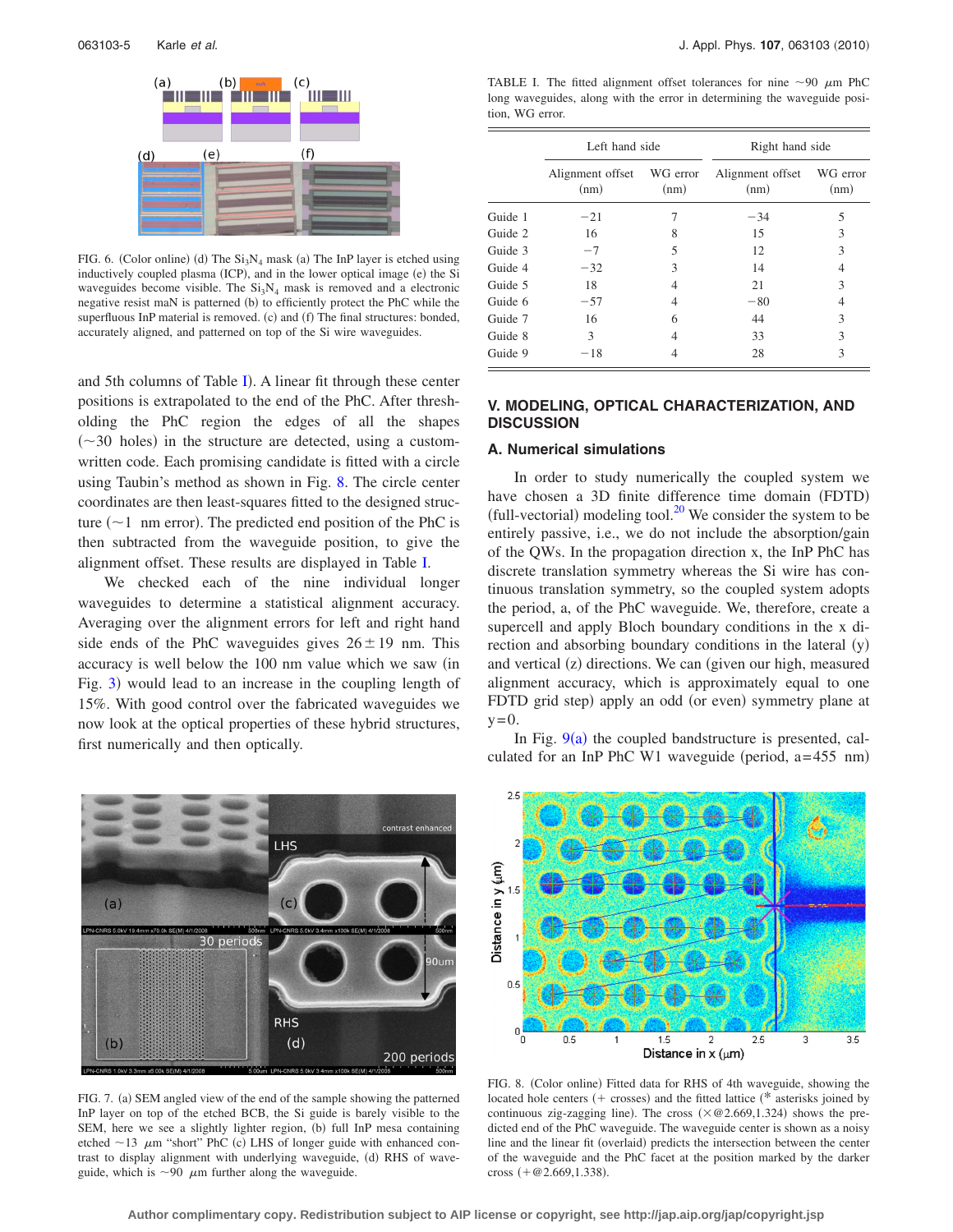FIG. 6. (Color online) (d) The $Si_3N_4$ mask (a) The InP layer is etched using inductively coupled plasma (ICP), and in the lower optical image (e) the Si waveguides become visible. The $Si_3N_4$ mask is removed and a electronic negative resist maN is patterned (b) to efficiently protect the PhC while the superfluous InP material is removed. (c) and (f) The final structures: bonded, accurately aligned, and patterned on top of the Si wire waveguides.

and 5th columns of Table I). A linear fit through these center positions is extrapolated to the end of the PhC. After thresholding the PhC region the edges of all the shapes (~30 holes) in the structure are detected, using a custom-written code. Each promising candidate is fitted with a circle using Taubin's method as shown in Fig. 8. The circle center coordinates are then least-squares fitted to the designed structure (~1 nm error). The predicted end position of the PhC is then subtracted from the waveguide position, to give the alignment offset. These results are displayed in Table I.

We checked each of the nine individual longer waveguides to determine a statistical alignment accuracy. Averaging over the alignment errors for left and right hand side ends of the PhC waveguides gives 26±19 nm. This accuracy is well below the 100 nm value which we saw (in Fig. 3) would lead to an increase in the coupling length of 15%. With good control over the fabricated waveguides we now look at the optical properties of these hybrid structures, first numerically and then optically.

FIG. 7. (a) SEM angled view of the end of the sample showing the patterned InP layer on top of the etched BCB, the Si guide is barely visible to the SEM, here we see a slightly lighter region, (b) full InP mesa containing etched ~13 μm "short" PhC (c) LHS of longer guide with enhanced contrast to display alignment with underlying waveguide, (d) RHS of waveguide, which is ~90 μm further along the waveguide.

TABLE I. The fitted alignment offset tolerances for nine ~90 μm PhC long waveguides, along with the error in determining the waveguide position, WG error.

| | Left hand side | | Right hand side | |
|---|---|---|---|---|
| | Alignment offset (nm) | WG error (nm) | Alignment offset (nm) | WG error (nm) |
| Guide 1 | −21 | 7 | −34 | 5 |
| Guide 2 | 16 | 8 | 15 | 3 |
| Guide 3 | −7 | 5 | 12 | 3 |
| Guide 4 | −32 | 3 | 14 | 4 |
| Guide 5 | 18 | 4 | 21 | 3 |
| Guide 6 | −57 | 4 | −80 | 4 |
| Guide 7 | 16 | 6 | 44 | 3 |
| Guide 8 | 3 | 4 | 33 | 3 |
| Guide 9 | −18 | 4 | 28 | 3 |

## V. MODELING, OPTICAL CHARACTERIZATION, AND DISCUSSION

### A. Numerical simulations

In order to study numerically the coupled system we have chosen a 3D finite difference time domain (FDTD) (full-vectorial) modeling tool.[20] We consider the system to be entirely passive, i.e., we do not include the absorption/gain of the QWs. In the propagation direction x, the InP PhC has discrete translation symmetry whereas the Si wire has continuous translation symmetry, so the coupled system adopts the period, a, of the PhC waveguide. We, therefore, create a supercell and apply Bloch boundary conditions in the x direction and absorbing boundary conditions in the lateral (y) and vertical (z) directions. We can (given our high, measured alignment accuracy, which is approximately equal to one FDTD grid step) apply an odd (or even) symmetry plane at y=0.

In Fig. 9(a) the coupled bandstructure is presented, calculated for an InP PhC W1 waveguide (period, a=455 nm)

FIG. 8. (Color online) Fitted data for RHS of 4th waveguide, showing the located hole centers (+ crosses) and the fitted lattice (* asterisks joined by continuous zig-zagging line). The cross (×@2.669,1.324) shows the predicted end of the PhC waveguide. The waveguide center is shown as a noisy line and the linear fit (overlaid) predicts the intersection between the center of the waveguide and the PhC facet at the position marked by the darker cross (+@2.669,1.338).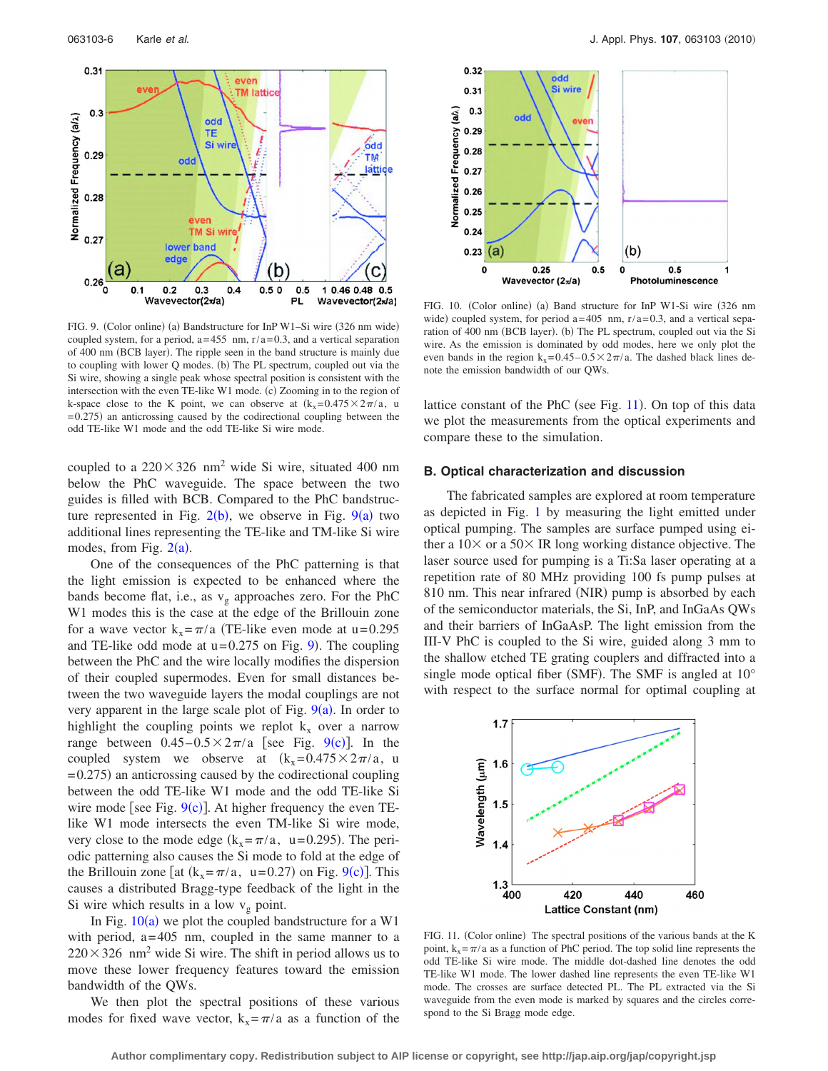FIG. 9. (Color online) (a) Bandstructure for InP W1–Si wire (326 nm wide) coupled system, for a period, $a=455$ nm, $r/a=0.3$, and a vertical separation of 400 nm (BCB layer). The ripple seen in the band structure is mainly due to coupling with lower Q modes. (b) The PL spectrum, coupled out via the Si wire, showing a single peak whose spectral position is consistent with the intersection with the even TE-like W1 mode. (c) Zooming in to the region of k-space close to the K point, we can observe at ($k_x=0.475\times 2\pi/a$, $u=0.275$) an anticrossing caused by the codirectional coupling between the odd TE-like W1 mode and the odd TE-like Si wire mode.

coupled to a $220\times 326$ nm$^2$ wide Si wire, situated 400 nm below the PhC waveguide. The space between the two guides is filled with BCB. Compared to the PhC bandstructure represented in Fig. 2(b), we observe in Fig. 9(a) two additional lines representing the TE-like and TM-like Si wire modes, from Fig. 2(a).

One of the consequences of the PhC patterning is that the light emission is expected to be enhanced where the bands become flat, i.e., as $v_g$ approaches zero. For the PhC W1 modes this is the case at the edge of the Brillouin zone for a wave vector $k_x=\pi/a$ (TE-like even mode at $u=0.295$ and TE-like odd mode at $u=0.275$ on Fig. 9). The coupling between the PhC and the wire locally modifies the dispersion of their coupled supermodes. Even for small distances between the two waveguide layers the modal couplings are not very apparent in the large scale plot of Fig. 9(a). In order to highlight the coupling points we replot $k_x$ over a narrow range between $0.45–0.5\times 2\pi/a$ [see Fig. 9(c)]. In the coupled system we observe at ($k_x=0.475\times 2\pi/a$, $u=0.275$) an anticrossing caused by the codirectional coupling between the odd TE-like W1 mode and the odd TE-like Si wire mode [see Fig. 9(c)]. At higher frequency the even TE-like W1 mode intersects the even TM-like Si wire mode, very close to the mode edge ($k_x=\pi/a$, $u=0.295$). The periodic patterning also causes the Si mode to fold at the edge of the Brillouin zone [at ($k_x=\pi/a$, $u=0.27$) on Fig. 9(c)]. This causes a distributed Bragg-type feedback of the light in the Si wire which results in a low $v_g$ point.

In Fig. 10(a) we plot the coupled bandstructure for a W1 with period, $a=405$ nm, coupled in the same manner to a $220\times 326$ nm$^2$ wide Si wire. The shift in period allows us to move these lower frequency features toward the emission bandwidth of the QWs.

We then plot the spectral positions of these various modes for fixed wave vector, $k_x=\pi/a$ as a function of the lattice constant of the PhC (see Fig. 11). On top of this data we plot the measurements from the optical experiments and compare these to the simulation.

FIG. 10. (Color online) (a) Band structure for InP W1-Si wire (326 nm wide) coupled system, for period $a=405$ nm, $r/a=0.3$, and a vertical separation of 400 nm (BCB layer). (b) The PL spectrum, coupled out via the Si wire. As the emission is dominated by odd modes, here we only plot the even bands in the region $k_x=0.45–0.5\times 2\pi/a$. The dashed black lines denote the emission bandwidth of our QWs.

## B. Optical characterization and discussion

The fabricated samples are explored at room temperature as depicted in Fig. 1 by measuring the light emitted under optical pumping. The samples are surface pumped using either a 10× or a 50× IR long working distance objective. The laser source used for pumping is a Ti:Sa laser operating at a repetition rate of 80 MHz providing 100 fs pump pulses at 810 nm. This near infrared (NIR) pump is absorbed by each of the semiconductor materials, the Si, InP, and InGaAs QWs and their barriers of InGaAsP. The light emission from the III-V PhC is coupled to the Si wire, guided along 3 mm to the shallow etched TE grating couplers and diffracted into a single mode optical fiber (SMF). The SMF is angled at 10° with respect to the surface normal for optimal coupling at

FIG. 11. (Color online) The spectral positions of the various bands at the K point, $k_x=\pi/a$ as a function of PhC period. The top solid line represents the odd TE-like Si wire mode. The middle dot-dashed line denotes the odd TE-like W1 mode. The lower dashed line represents the even TE-like W1 mode. The crosses are surface detected PL. The PL extracted via the Si waveguide from the even mode is marked by squares and the circles correspond to the Si Bragg mode edge.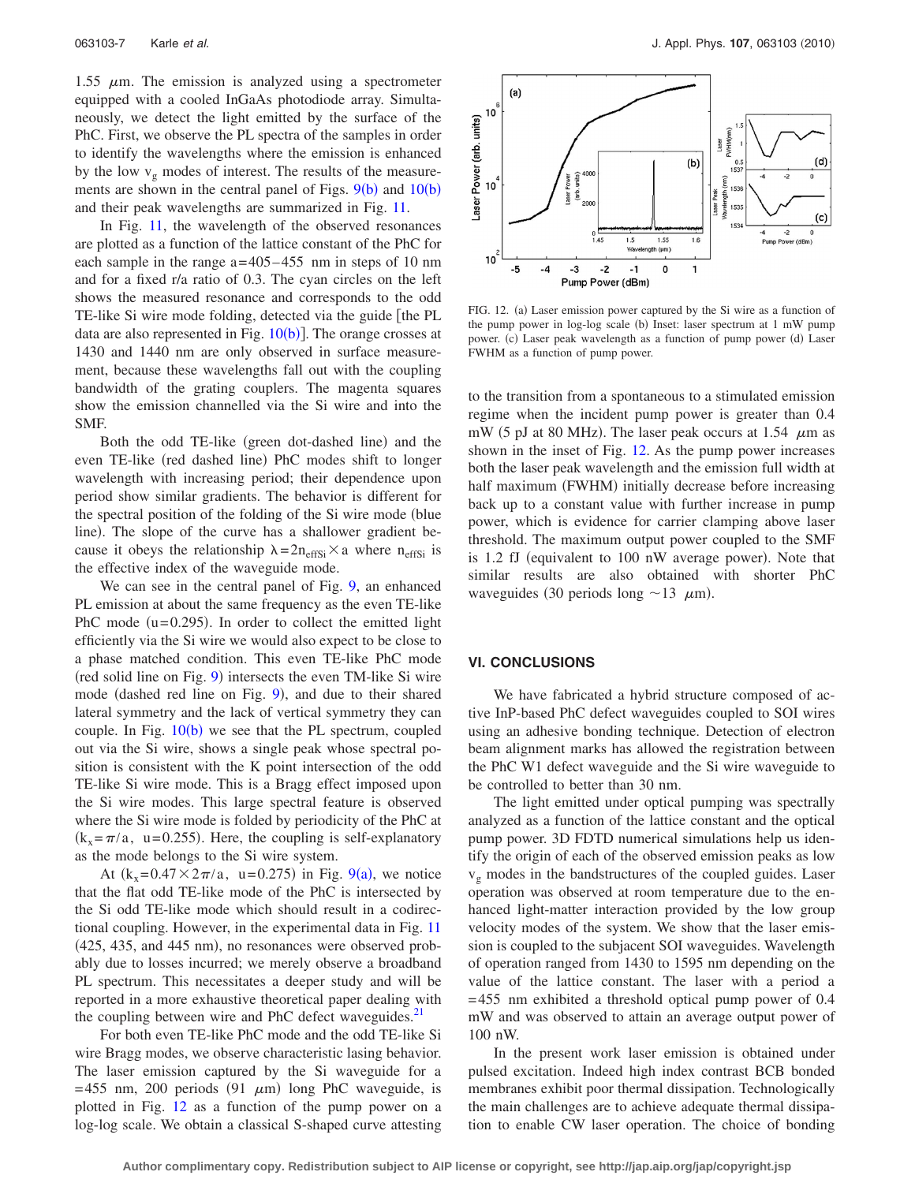1.55 μm. The emission is analyzed using a spectrometer equipped with a cooled InGaAs photodiode array. Simultaneously, we detect the light emitted by the surface of the PhC. First, we observe the PL spectra of the samples in order to identify the wavelengths where the emission is enhanced by the low $v_g$ modes of interest. The results of the measurements are shown in the central panel of Figs. 9(b) and 10(b) and their peak wavelengths are summarized in Fig. 11.

In Fig. 11, the wavelength of the observed resonances are plotted as a function of the lattice constant of the PhC for each sample in the range a=405–455 nm in steps of 10 nm and for a fixed r/a ratio of 0.3. The cyan circles on the left shows the measured resonance and corresponds to the odd TE-like Si wire mode folding, detected via the guide [the PL data are also represented in Fig. 10(b)]. The orange crosses at 1430 and 1440 nm are only observed in surface measurement, because these wavelengths fall out with the coupling bandwidth of the grating couplers. The magenta squares show the emission channelled via the Si wire and into the SMF.

Both the odd TE-like (green dot-dashed line) and the even TE-like (red dashed line) PhC modes shift to longer wavelength with increasing period; their dependence upon period show similar gradients. The behavior is different for the spectral position of the folding of the Si wire mode (blue line). The slope of the curve has a shallower gradient because it obeys the relationship $\lambda = 2n_{\text{effSi}} \times a$ where $n_{\text{effSi}}$ is the effective index of the waveguide mode.

We can see in the central panel of Fig. 9, an enhanced PL emission at about the same frequency as the even TE-like PhC mode (u=0.295). In order to collect the emitted light efficiently via the Si wire we would also expect to be close to a phase matched condition. This even TE-like PhC mode (red solid line on Fig. 9) intersects the even TM-like Si wire mode (dashed red line on Fig. 9), and due to their shared lateral symmetry and the lack of vertical symmetry they can couple. In Fig. 10(b) we see that the PL spectrum, coupled out via the Si wire, shows a single peak whose spectral position is consistent with the K point intersection of the odd TE-like Si wire mode. This is a Bragg effect imposed upon the Si wire modes. This large spectral feature is observed where the Si wire mode is folded by periodicity of the PhC at ($k_x = \pi/a$, u=0.255). Here, the coupling is self-explanatory as the mode belongs to the Si wire system.

At ($k_x = 0.47 \times 2\pi/a$, u=0.275) in Fig. 9(a), we notice that the flat odd TE-like mode of the PhC is intersected by the Si odd TE-like mode which should result in a codirectional coupling. However, in the experimental data in Fig. 11 (425, 435, and 445 nm), no resonances were observed probably due to losses incurred; we merely observe a broadband PL spectrum. This necessitates a deeper study and will be reported in a more exhaustive theoretical paper dealing with the coupling between wire and PhC defect waveguides.[21]

For both even TE-like PhC mode and the odd TE-like Si wire Bragg modes, we observe characteristic lasing behavior. The laser emission captured by the Si waveguide for a =455 nm, 200 periods (91 μm) long PhC waveguide, is plotted in Fig. 12 as a function of the pump power on a log-log scale. We obtain a classical S-shaped curve attesting to the transition from a spontaneous to a stimulated emission regime when the incident pump power is greater than 0.4 mW (5 pJ at 80 MHz). The laser peak occurs at 1.54 μm as shown in the inset of Fig. 12. As the pump power increases both the laser peak wavelength and the emission full width at half maximum (FWHM) initially decrease before increasing back up to a constant value with further increase in pump power, which is evidence for carrier clamping above laser threshold. The maximum output power coupled to the SMF is 1.2 fJ (equivalent to 100 nW average power). Note that similar results are also obtained with shorter PhC waveguides (30 periods long ~13 μm).

FIG. 12. (a) Laser emission power captured by the Si wire as a function of the pump power in log-log scale (b) Inset: laser spectrum at 1 mW pump power. (c) Laser peak wavelength as a function of pump power (d) Laser FWHM as a function of pump power.

## VI. CONCLUSIONS

We have fabricated a hybrid structure composed of active InP-based PhC defect waveguides coupled to SOI wires using an adhesive bonding technique. Detection of electron beam alignment marks has allowed the registration between the PhC W1 defect waveguide and the Si wire waveguide to be controlled to better than 30 nm.

The light emitted under optical pumping was spectrally analyzed as a function of the lattice constant and the optical pump power. 3D FDTD numerical simulations help us identify the origin of each of the observed emission peaks as low $v_g$ modes in the bandstructures of the coupled guides. Laser operation was observed at room temperature due to the enhanced light-matter interaction provided by the low group velocity modes of the system. We show that the laser emission is coupled to the subjacent SOI waveguides. Wavelength of operation ranged from 1430 to 1595 nm depending on the value of the lattice constant. The laser with a period a =455 nm exhibited a threshold optical pump power of 0.4 mW and was observed to attain an average output power of 100 nW.

In the present work laser emission is obtained under pulsed excitation. Indeed high index contrast BCB bonded membranes exhibit poor thermal dissipation. Technologically the main challenges are to achieve adequate thermal dissipation to enable CW laser operation. The choice of bonding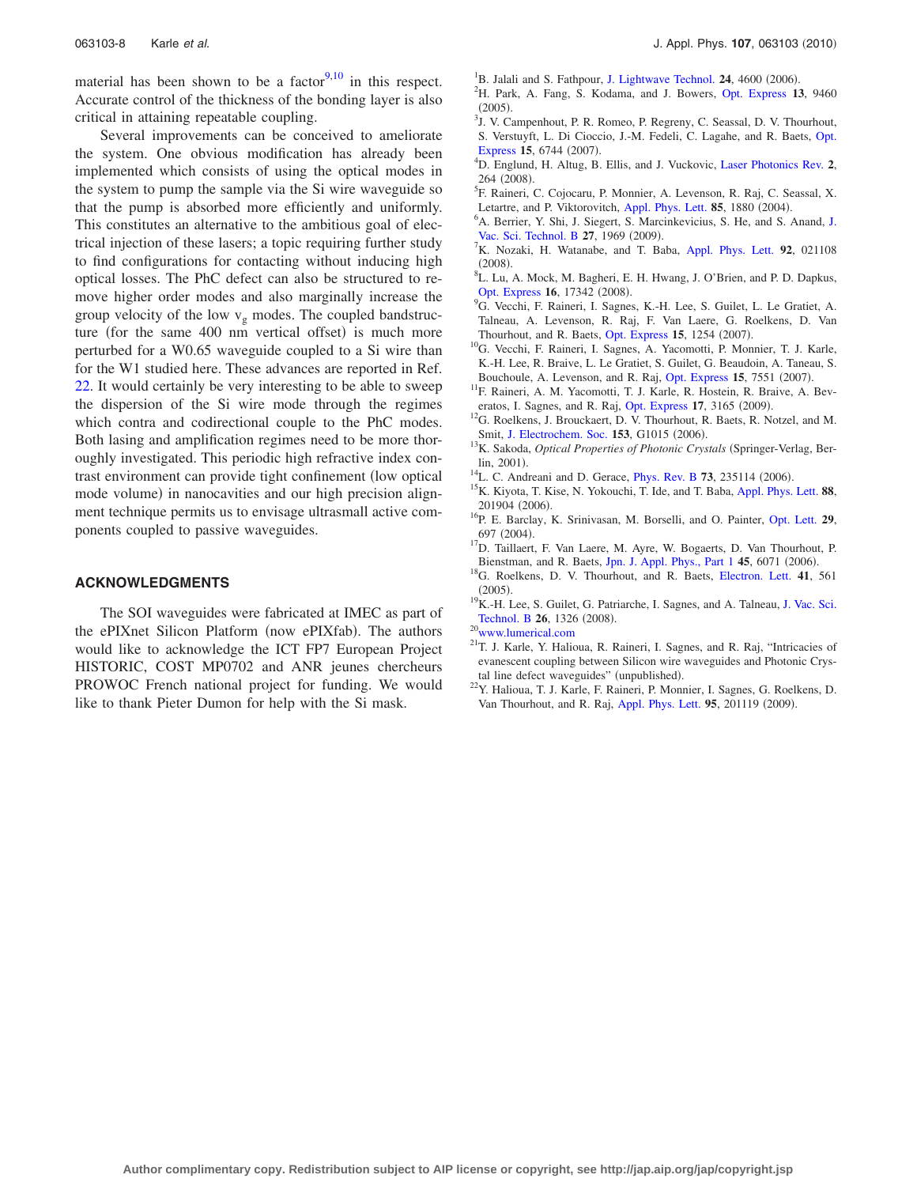material has been shown to be a factor[9,10] in this respect. Accurate control of the thickness of the bonding layer is also critical in attaining repeatable coupling.

Several improvements can be conceived to ameliorate the system. One obvious modification has already been implemented which consists of using the optical modes in the system to pump the sample via the Si wire waveguide so that the pump is absorbed more efficiently and uniformly. This constitutes an alternative to the ambitious goal of electrical injection of these lasers; a topic requiring further study to find configurations for contacting without inducing high optical losses. The PhC defect can also be structured to remove higher order modes and also marginally increase the group velocity of the low $v_g$ modes. The coupled bandstructure (for the same 400 nm vertical offset) is much more perturbed for a W0.65 waveguide coupled to a Si wire than for the W1 studied here. These advances are reported in Ref. 22. It would certainly be very interesting to be able to sweep the dispersion of the Si wire mode through the regimes which contra and codirectional couple to the PhC modes. Both lasing and amplification regimes need to be more thoroughly investigated. This periodic high refractive index contrast environment can provide tight confinement (low optical mode volume) in nanocavities and our high precision alignment technique permits us to envisage ultrasmall active components coupled to passive waveguides.

## ACKNOWLEDGMENTS

The SOI waveguides were fabricated at IMEC as part of the ePIXnet Silicon Platform (now ePIXfab). The authors would like to acknowledge the ICT FP7 European Project HISTORIC, COST MP0702 and ANR jeunes chercheurs PROWOC French national project for funding. We would like to thank Pieter Dumon for help with the Si mask.

[1] B. Jalali and S. Fathpour, J. Lightwave Technol. **24**, 4600 (2006).

[2] H. Park, A. Fang, S. Kodama, and J. Bowers, Opt. Express **13**, 9460 (2005).

[3] J. V. Campenhout, P. R. Romeo, P. Regreny, C. Seassal, D. V. Thourhout, S. Verstuyft, L. Di Cioccio, J.-M. Fedeli, C. Lagahe, and R. Baets, Opt. Express **15**, 6744 (2007).

[4] D. Englund, H. Altug, B. Ellis, and J. Vuckovic, Laser Photonics Rev. **2**, 264 (2008).

[5] F. Raineri, C. Cojocaru, P. Monnier, A. Levenson, R. Raj, C. Seassal, X. Letartre, and P. Viktorovitch, Appl. Phys. Lett. **85**, 1880 (2004).

[6] A. Berrier, Y. Shi, J. Siegert, S. Marcinkevicius, S. He, and S. Anand, J. Vac. Sci. Technol. B **27**, 1969 (2009).

[7] K. Nozaki, H. Watanabe, and T. Baba, Appl. Phys. Lett. **92**, 021108 (2008).

[8] L. Lu, A. Mock, M. Bagheri, E. H. Hwang, J. O'Brien, and P. D. Dapkus, Opt. Express **16**, 17342 (2008).

[9] G. Vecchi, F. Raineri, I. Sagnes, K.-H. Lee, S. Guilet, L. Le Gratiet, A. Talneau, A. Levenson, R. Raj, F. Van Laere, G. Roelkens, D. Van Thourhout, and R. Baets, Opt. Express **15**, 1254 (2007).

[10] G. Vecchi, F. Raineri, I. Sagnes, A. Yacomotti, P. Monnier, T. J. Karle, K.-H. Lee, R. Braive, L. Le Gratiet, S. Guilet, G. Beaudoin, A. Taneau, S. Bouchoule, A. Levenson, and R. Raj, Opt. Express **15**, 7551 (2007).

[11] F. Raineri, A. M. Yacomotti, T. J. Karle, R. Hostein, R. Braive, A. Beveratos, I. Sagnes, and R. Raj, Opt. Express **17**, 3165 (2009).

[12] G. Roelkens, J. Brouckaert, D. V. Thourhout, R. Baets, R. Notzel, and M. Smit, J. Electrochem. Soc. **153**, G1015 (2006).

[13] K. Sakoda, *Optical Properties of Photonic Crystals* (Springer-Verlag, Berlin, 2001).

[14] L. C. Andreani and D. Gerace, Phys. Rev. B **73**, 235114 (2006).

[15] K. Kiyota, T. Kise, N. Yokouchi, T. Ide, and T. Baba, Appl. Phys. Lett. **88**, 201904 (2006).

[16] P. E. Barclay, K. Srinivasan, M. Borselli, and O. Painter, Opt. Lett. **29**, 697 (2004).

[17] D. Taillaert, F. Van Laere, M. Ayre, W. Bogaerts, D. Van Thourhout, P. Bienstman, and R. Baets, Jpn. J. Appl. Phys., Part 1 **45**, 6071 (2006).

[18] G. Roelkens, D. V. Thourhout, and R. Baets, Electron. Lett. **41**, 561 (2005).

[19] K.-H. Lee, S. Guilet, G. Patriarche, I. Sagnes, and A. Talneau, J. Vac. Sci. Technol. B **26**, 1326 (2008).

[20] www.lumerical.com

[21] T. J. Karle, Y. Halioua, R. Raineri, I. Sagnes, and R. Raj, "Intricacies of evanescent coupling between Silicon wire waveguides and Photonic Crystal line defect waveguides" (unpublished).

[22] Y. Halioua, T. J. Karle, F. Raineri, P. Monnier, I. Sagnes, G. Roelkens, D. Van Thourhout, and R. Raj, Appl. Phys. Lett. **95**, 201119 (2009).